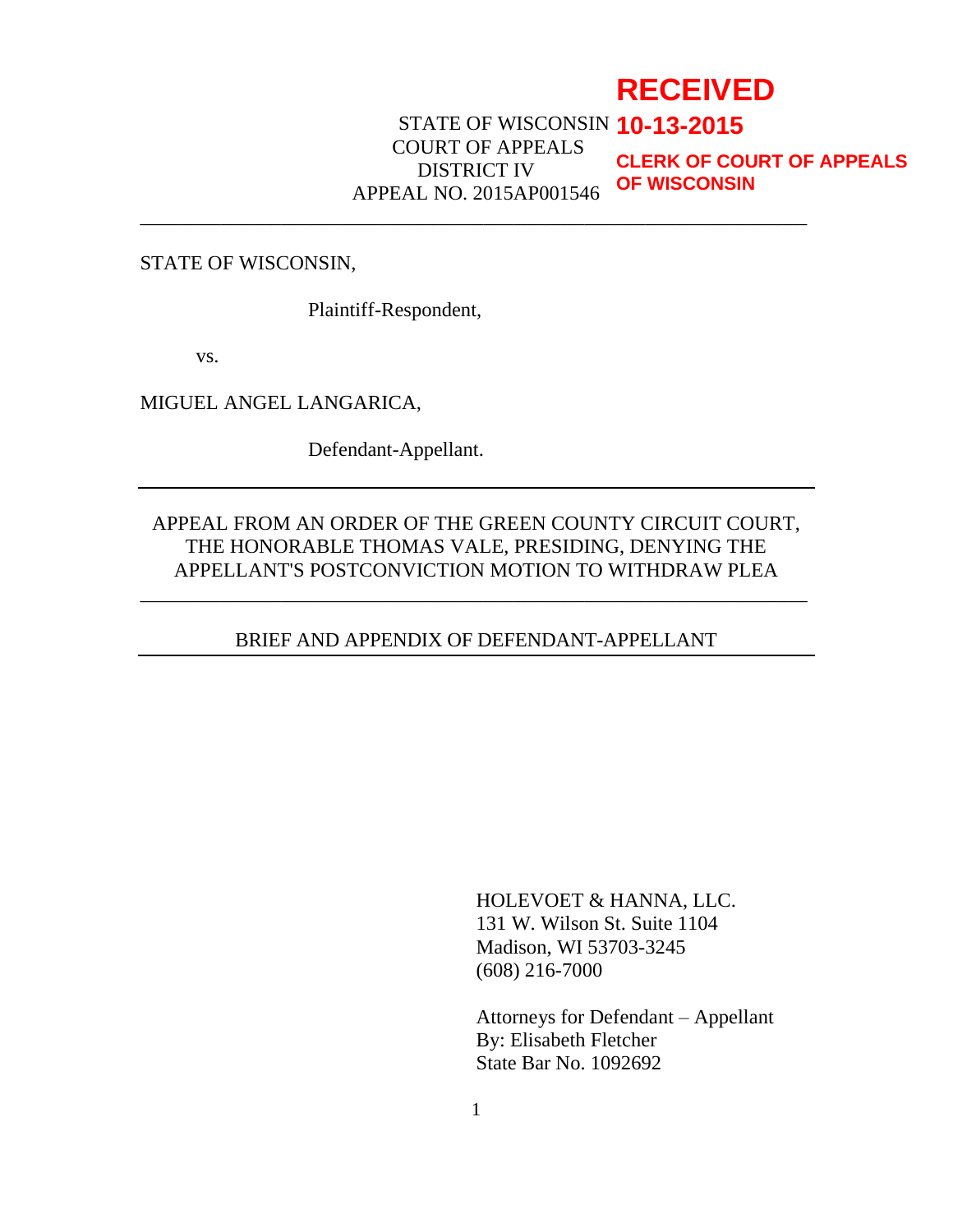**RECEIVED**
**10-13-2015**
**CLERK OF COURT OF APPEALS OF WISCONSIN**

STATE OF WISCONSIN
COURT OF APPEALS
DISTRICT IV
APPEAL NO. 2015AP001546

---

STATE OF WISCONSIN,

Plaintiff-Respondent,

vs.

MIGUEL ANGEL LANGARICA,

Defendant-Appellant.

---

APPEAL FROM AN ORDER OF THE GREEN COUNTY CIRCUIT COURT, THE HONORABLE THOMAS VALE, PRESIDING, DENYING THE APPELLANT'S POSTCONVICTION MOTION TO WITHDRAW PLEA

---

BRIEF AND APPENDIX OF DEFENDANT-APPELLANT

---

HOLEVOET & HANNA, LLC.
131 W. Wilson St. Suite 1104
Madison, WI 53703-3245
(608) 216-7000

Attorneys for Defendant – Appellant
By: Elisabeth Fletcher
State Bar No. 1092692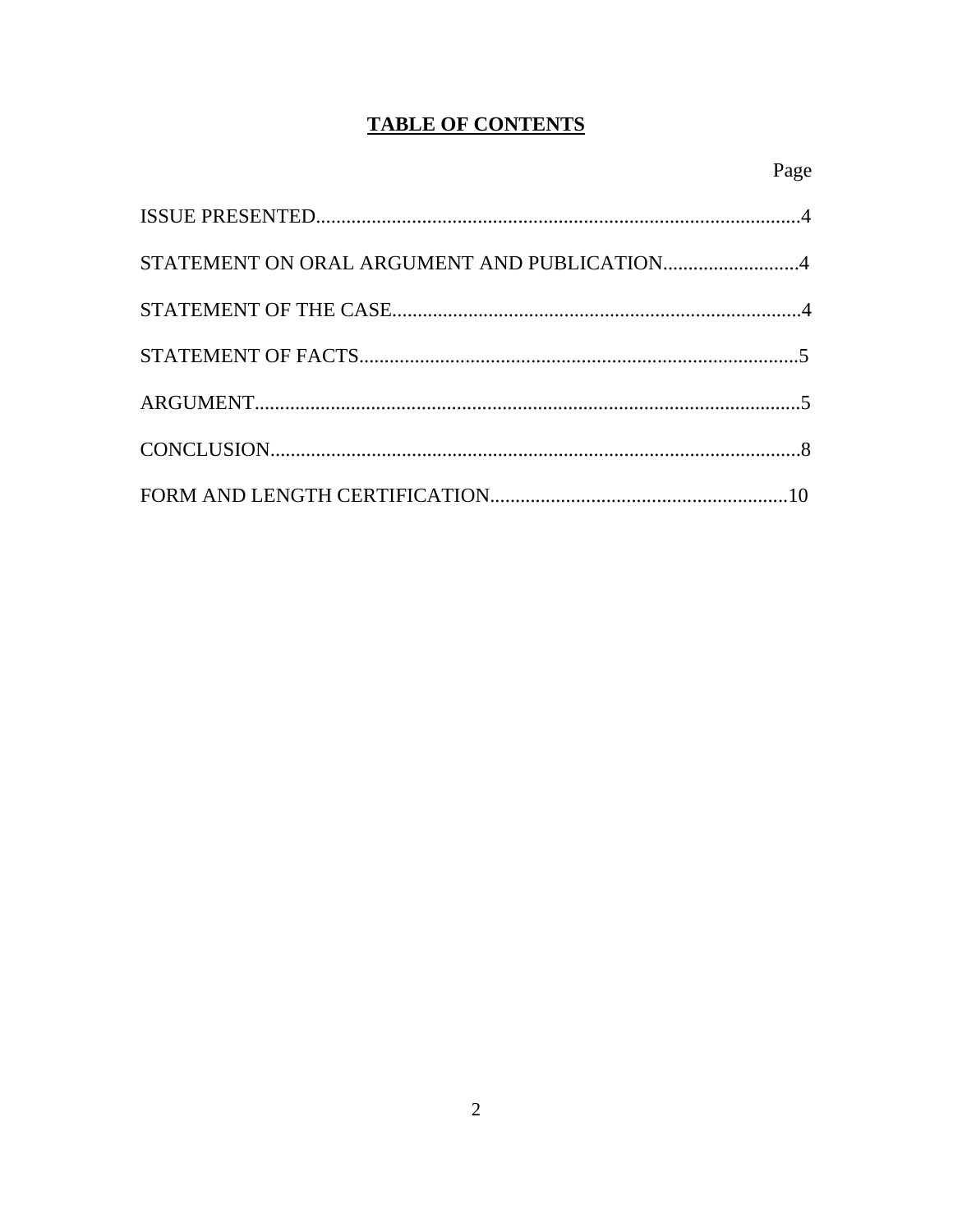# TABLE OF CONTENTS

| | Page |
|---|---|
| ISSUE PRESENTED | 4 |
| STATEMENT ON ORAL ARGUMENT AND PUBLICATION | 4 |
| STATEMENT OF THE CASE | 4 |
| STATEMENT OF FACTS | 5 |
| ARGUMENT | 5 |
| CONCLUSION | 8 |
| FORM AND LENGTH CERTIFICATION | 10 |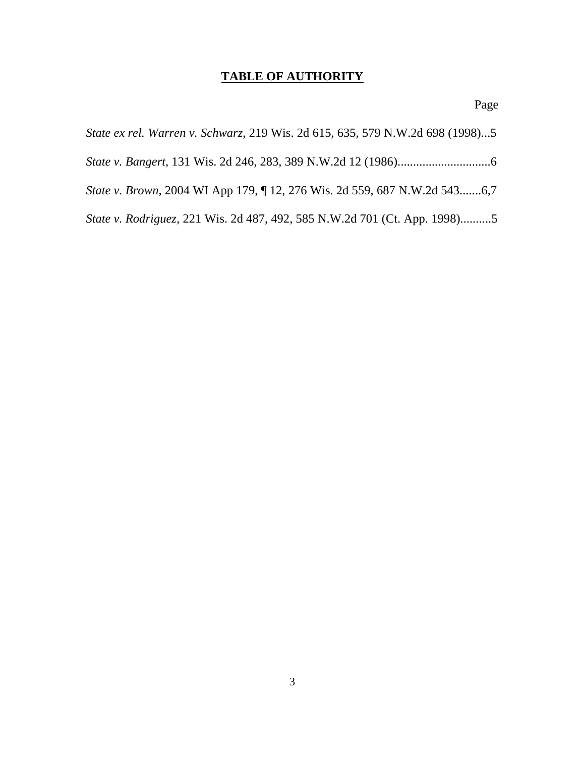# **TABLE OF AUTHORITY**

Page

*State ex rel. Warren v. Schwarz,* 219 Wis. 2d 615, 635, 579 N.W.2d 698 (1998)...5

*State v. Bangert*, 131 Wis. 2d 246, 283, 389 N.W.2d 12 (1986)..............................6

*State v. Brown*, 2004 WI App 179, ¶ 12, 276 Wis. 2d 559, 687 N.W.2d 543.......6,7

*State v. Rodriguez*, 221 Wis. 2d 487, 492, 585 N.W.2d 701 (Ct. App. 1998)..........5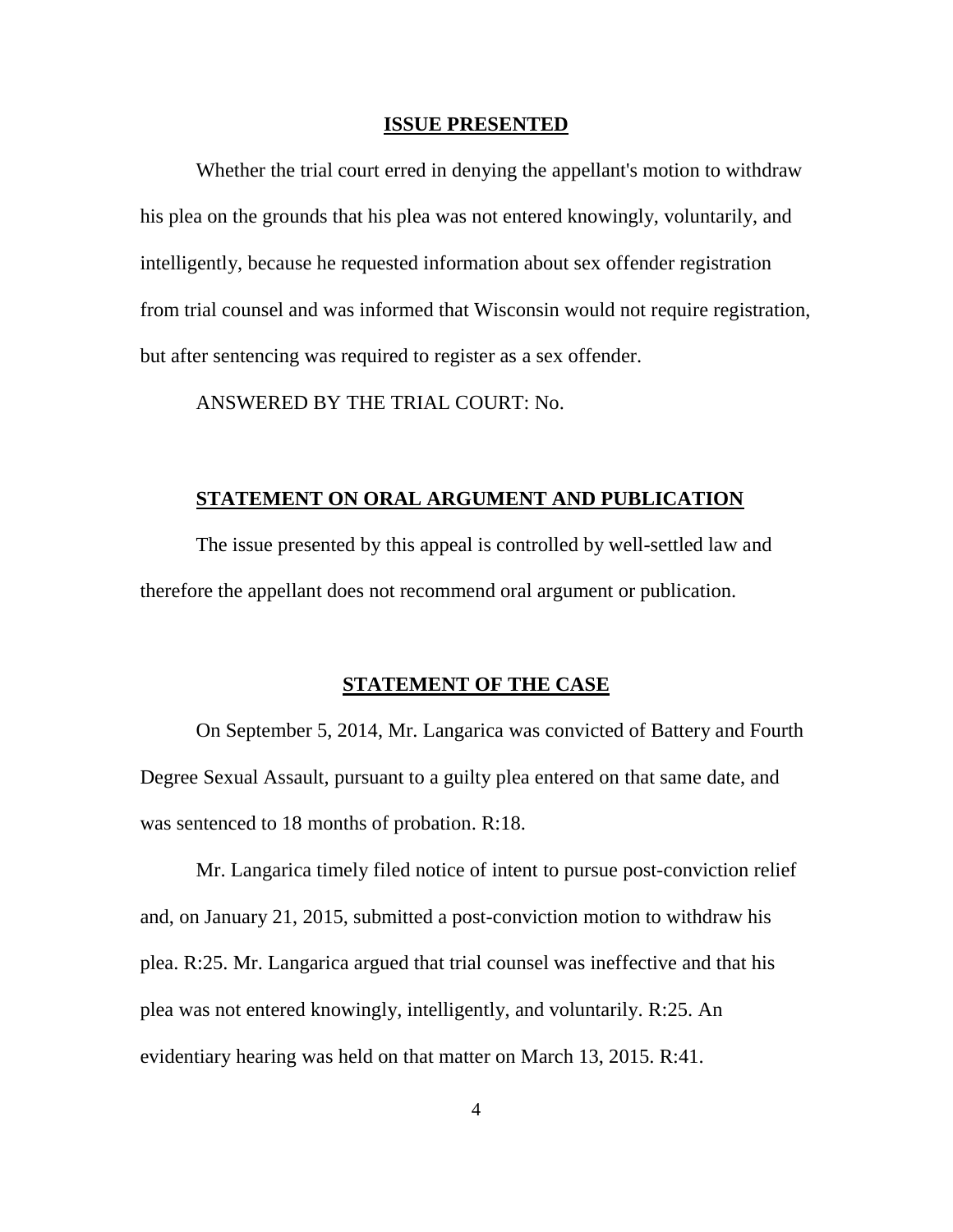## ISSUE PRESENTED

Whether the trial court erred in denying the appellant's motion to withdraw his plea on the grounds that his plea was not entered knowingly, voluntarily, and intelligently, because he requested information about sex offender registration from trial counsel and was informed that Wisconsin would not require registration, but after sentencing was required to register as a sex offender.

ANSWERED BY THE TRIAL COURT: No.

## STATEMENT ON ORAL ARGUMENT AND PUBLICATION

The issue presented by this appeal is controlled by well-settled law and therefore the appellant does not recommend oral argument or publication.

## STATEMENT OF THE CASE

On September 5, 2014, Mr. Langarica was convicted of Battery and Fourth Degree Sexual Assault, pursuant to a guilty plea entered on that same date, and was sentenced to 18 months of probation. R:18.

Mr. Langarica timely filed notice of intent to pursue post-conviction relief and, on January 21, 2015, submitted a post-conviction motion to withdraw his plea. R:25. Mr. Langarica argued that trial counsel was ineffective and that his plea was not entered knowingly, intelligently, and voluntarily. R:25. An evidentiary hearing was held on that matter on March 13, 2015. R:41.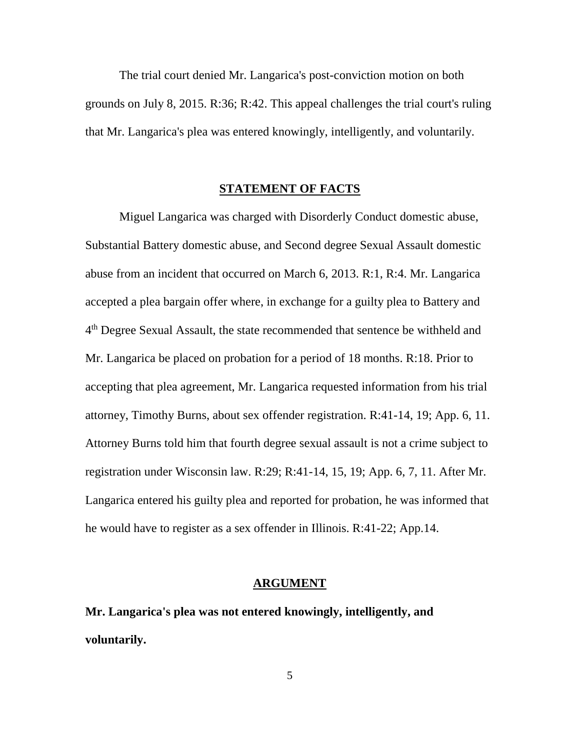The trial court denied Mr. Langarica's post-conviction motion on both grounds on July 8, 2015. R:36; R:42. This appeal challenges the trial court's ruling that Mr. Langarica's plea was entered knowingly, intelligently, and voluntarily.

## STATEMENT OF FACTS

Miguel Langarica was charged with Disorderly Conduct domestic abuse, Substantial Battery domestic abuse, and Second degree Sexual Assault domestic abuse from an incident that occurred on March 6, 2013. R:1, R:4. Mr. Langarica accepted a plea bargain offer where, in exchange for a guilty plea to Battery and 4th Degree Sexual Assault, the state recommended that sentence be withheld and Mr. Langarica be placed on probation for a period of 18 months. R:18. Prior to accepting that plea agreement, Mr. Langarica requested information from his trial attorney, Timothy Burns, about sex offender registration. R:41-14, 19; App. 6, 11. Attorney Burns told him that fourth degree sexual assault is not a crime subject to registration under Wisconsin law. R:29; R:41-14, 15, 19; App. 6, 7, 11. After Mr. Langarica entered his guilty plea and reported for probation, he was informed that he would have to register as a sex offender in Illinois. R:41-22; App.14.

## ARGUMENT

**Mr. Langarica's plea was not entered knowingly, intelligently, and voluntarily.**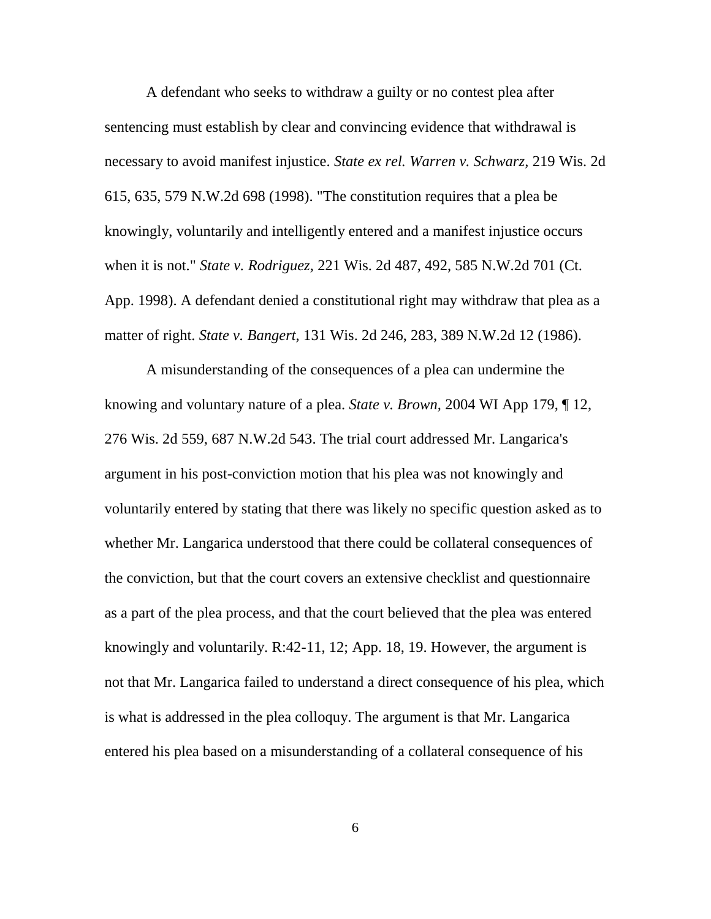A defendant who seeks to withdraw a guilty or no contest plea after sentencing must establish by clear and convincing evidence that withdrawal is necessary to avoid manifest injustice. *State ex rel. Warren v. Schwarz*, 219 Wis. 2d 615, 635, 579 N.W.2d 698 (1998). "The constitution requires that a plea be knowingly, voluntarily and intelligently entered and a manifest injustice occurs when it is not." *State v. Rodriguez*, 221 Wis. 2d 487, 492, 585 N.W.2d 701 (Ct. App. 1998). A defendant denied a constitutional right may withdraw that plea as a matter of right. *State v. Bangert*, 131 Wis. 2d 246, 283, 389 N.W.2d 12 (1986).

A misunderstanding of the consequences of a plea can undermine the knowing and voluntary nature of a plea. *State v. Brown*, 2004 WI App 179, ¶ 12, 276 Wis. 2d 559, 687 N.W.2d 543. The trial court addressed Mr. Langarica's argument in his post-conviction motion that his plea was not knowingly and voluntarily entered by stating that there was likely no specific question asked as to whether Mr. Langarica understood that there could be collateral consequences of the conviction, but that the court covers an extensive checklist and questionnaire as a part of the plea process, and that the court believed that the plea was entered knowingly and voluntarily. R:42-11, 12; App. 18, 19. However, the argument is not that Mr. Langarica failed to understand a direct consequence of his plea, which is what is addressed in the plea colloquy. The argument is that Mr. Langarica entered his plea based on a misunderstanding of a collateral consequence of his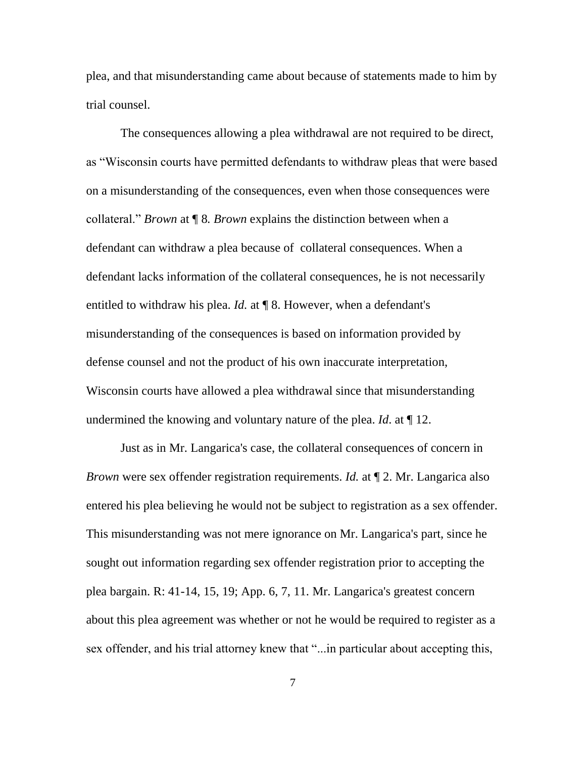plea, and that misunderstanding came about because of statements made to him by trial counsel.

The consequences allowing a plea withdrawal are not required to be direct, as "Wisconsin courts have permitted defendants to withdraw pleas that were based on a misunderstanding of the consequences, even when those consequences were collateral." *Brown* at ¶ 8. *Brown* explains the distinction between when a defendant can withdraw a plea because of collateral consequences. When a defendant lacks information of the collateral consequences, he is not necessarily entitled to withdraw his plea. *Id.* at ¶ 8. However, when a defendant's misunderstanding of the consequences is based on information provided by defense counsel and not the product of his own inaccurate interpretation, Wisconsin courts have allowed a plea withdrawal since that misunderstanding undermined the knowing and voluntary nature of the plea. *Id*. at ¶ 12.

Just as in Mr. Langarica's case, the collateral consequences of concern in *Brown* were sex offender registration requirements. *Id.* at ¶ 2. Mr. Langarica also entered his plea believing he would not be subject to registration as a sex offender. This misunderstanding was not mere ignorance on Mr. Langarica's part, since he sought out information regarding sex offender registration prior to accepting the plea bargain. R: 41-14, 15, 19; App. 6, 7, 11. Mr. Langarica's greatest concern about this plea agreement was whether or not he would be required to register as a sex offender, and his trial attorney knew that "...in particular about accepting this,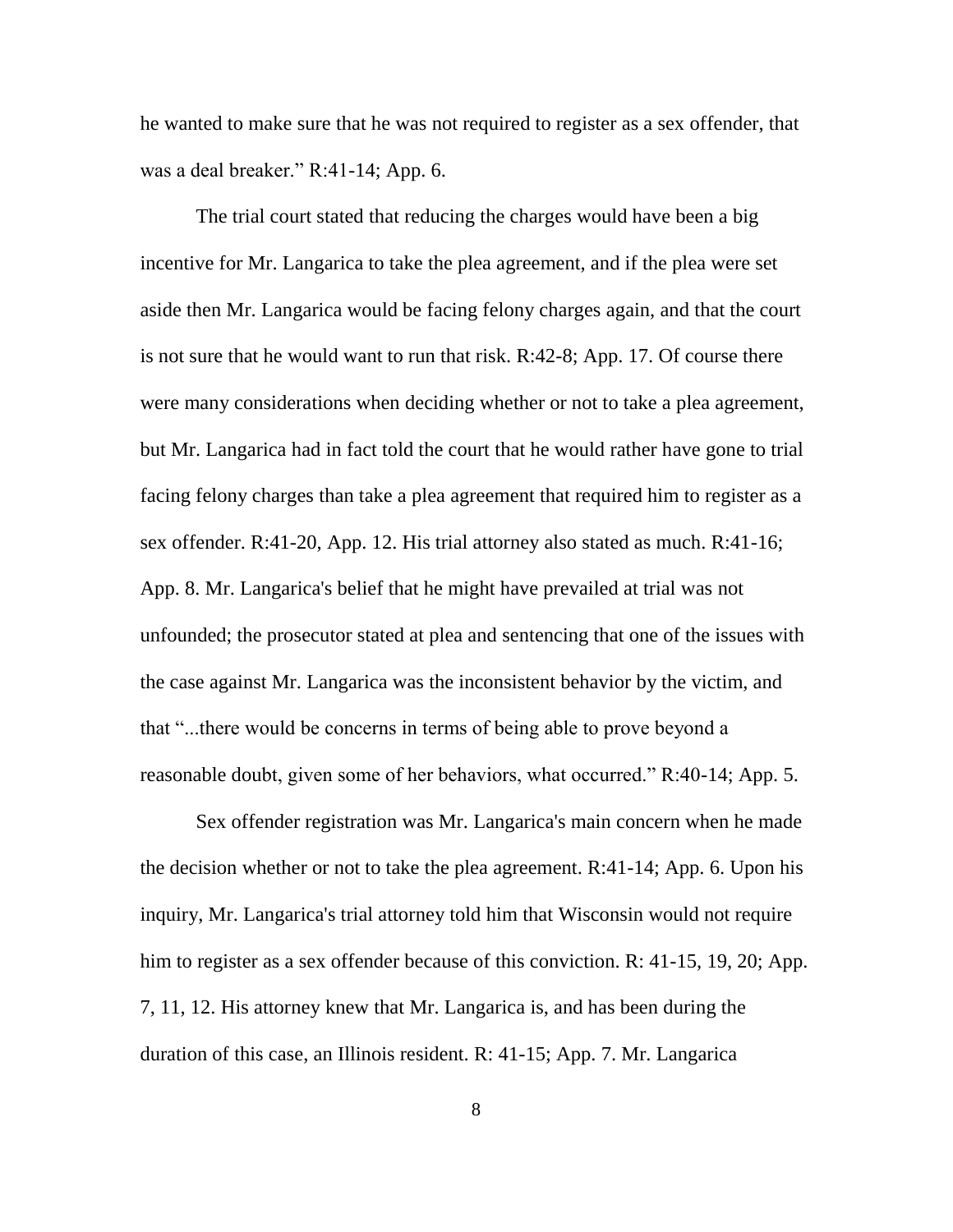he wanted to make sure that he was not required to register as a sex offender, that was a deal breaker." R:41-14; App. 6.

The trial court stated that reducing the charges would have been a big incentive for Mr. Langarica to take the plea agreement, and if the plea were set aside then Mr. Langarica would be facing felony charges again, and that the court is not sure that he would want to run that risk. R:42-8; App. 17. Of course there were many considerations when deciding whether or not to take a plea agreement, but Mr. Langarica had in fact told the court that he would rather have gone to trial facing felony charges than take a plea agreement that required him to register as a sex offender. R:41-20, App. 12. His trial attorney also stated as much. R:41-16; App. 8. Mr. Langarica's belief that he might have prevailed at trial was not unfounded; the prosecutor stated at plea and sentencing that one of the issues with the case against Mr. Langarica was the inconsistent behavior by the victim, and that "...there would be concerns in terms of being able to prove beyond a reasonable doubt, given some of her behaviors, what occurred." R:40-14; App. 5.

Sex offender registration was Mr. Langarica's main concern when he made the decision whether or not to take the plea agreement. R:41-14; App. 6. Upon his inquiry, Mr. Langarica's trial attorney told him that Wisconsin would not require him to register as a sex offender because of this conviction. R: 41-15, 19, 20; App. 7, 11, 12. His attorney knew that Mr. Langarica is, and has been during the duration of this case, an Illinois resident. R: 41-15; App. 7. Mr. Langarica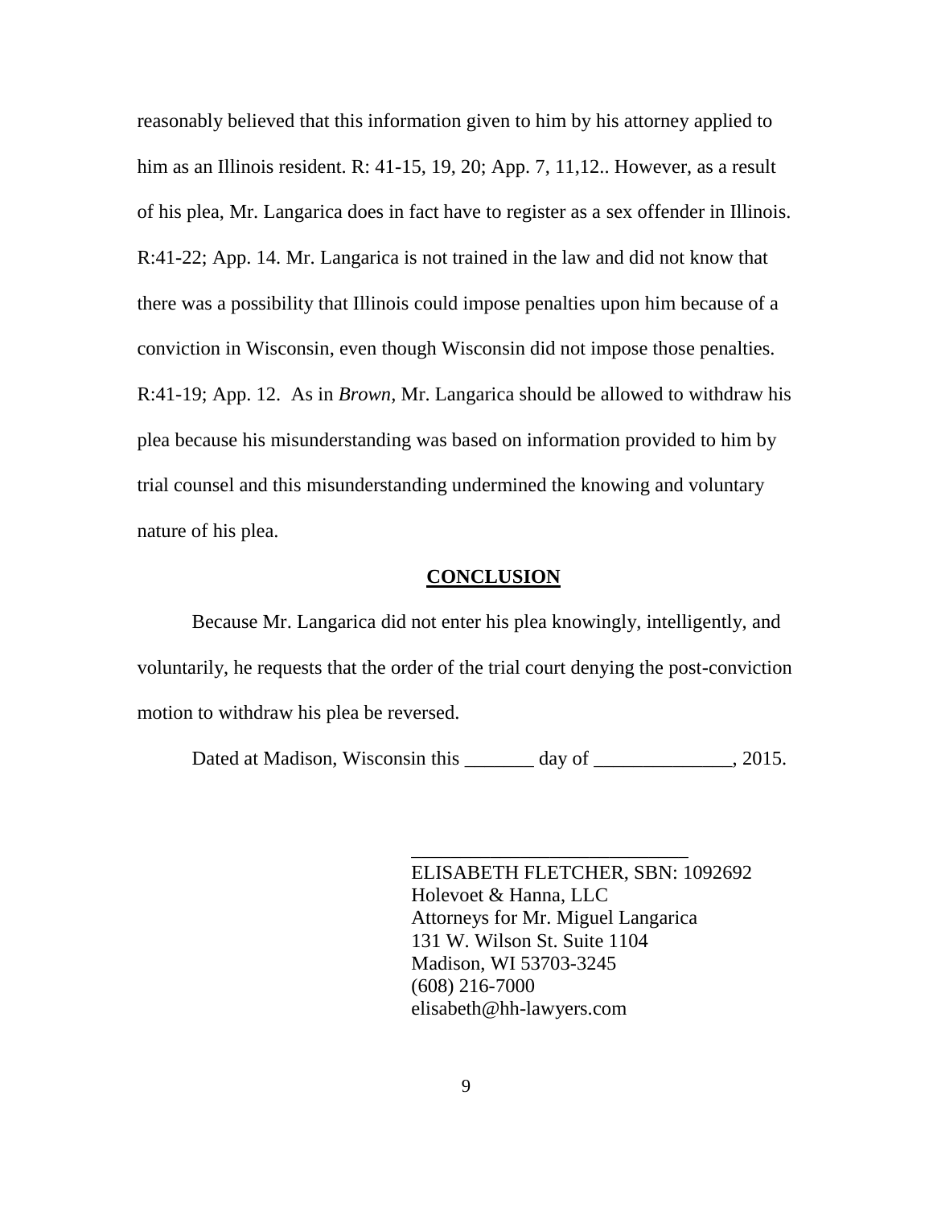reasonably believed that this information given to him by his attorney applied to him as an Illinois resident. R: 41-15, 19, 20; App. 7, 11,12.. However, as a result of his plea, Mr. Langarica does in fact have to register as a sex offender in Illinois. R:41-22; App. 14. Mr. Langarica is not trained in the law and did not know that there was a possibility that Illinois could impose penalties upon him because of a conviction in Wisconsin, even though Wisconsin did not impose those penalties. R:41-19; App. 12. As in *Brown,* Mr. Langarica should be allowed to withdraw his plea because his misunderstanding was based on information provided to him by trial counsel and this misunderstanding undermined the knowing and voluntary nature of his plea.

## CONCLUSION

Because Mr. Langarica did not enter his plea knowingly, intelligently, and voluntarily, he requests that the order of the trial court denying the post-conviction motion to withdraw his plea be reversed.

Dated at Madison, Wisconsin this _______ day of ______________, 2015.

____________________________
ELISABETH FLETCHER, SBN: 1092692
Holevoet & Hanna, LLC
Attorneys for Mr. Miguel Langarica
131 W. Wilson St. Suite 1104
Madison, WI 53703-3245
(608) 216-7000
elisabeth@hh-lawyers.com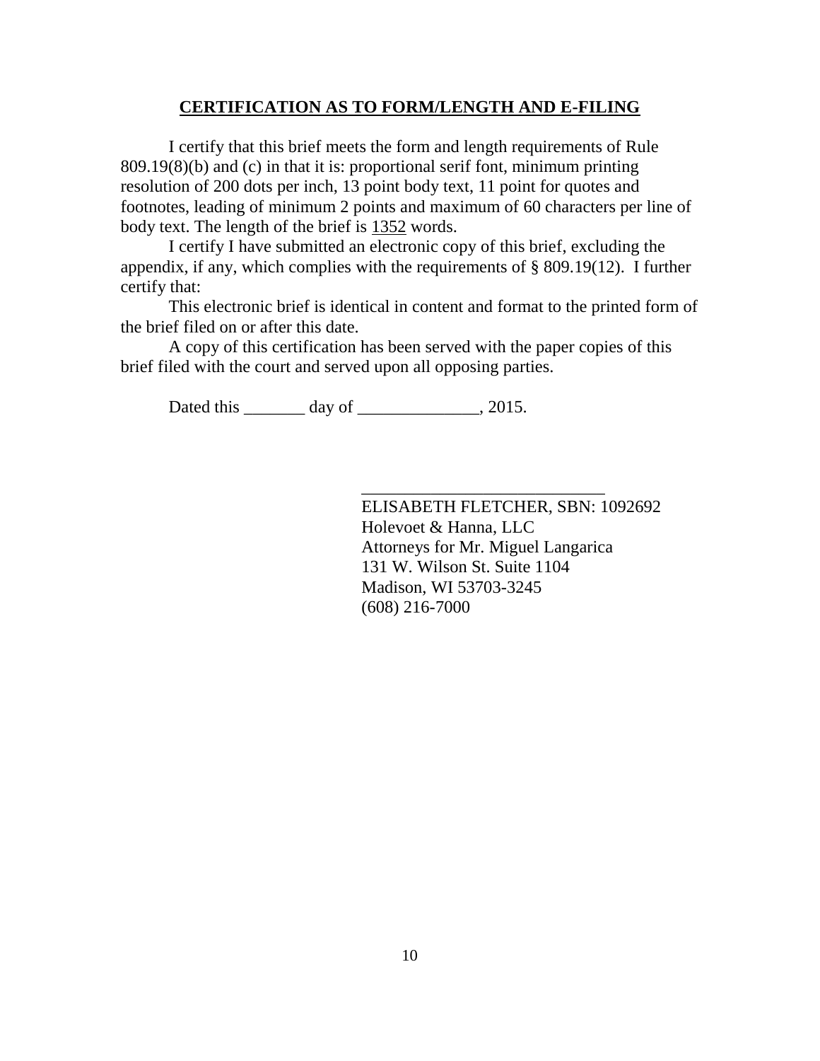## **CERTIFICATION AS TO FORM/LENGTH AND E-FILING**

I certify that this brief meets the form and length requirements of Rule 809.19(8)(b) and (c) in that it is: proportional serif font, minimum printing resolution of 200 dots per inch, 13 point body text, 11 point for quotes and footnotes, leading of minimum 2 points and maximum of 60 characters per line of body text. The length of the brief is 1352 words.

I certify I have submitted an electronic copy of this brief, excluding the appendix, if any, which complies with the requirements of § 809.19(12). I further certify that:

This electronic brief is identical in content and format to the printed form of the brief filed on or after this date.

A copy of this certification has been served with the paper copies of this brief filed with the court and served upon all opposing parties.

Dated this _______ day of ______________, 2015.

___________________________
ELISABETH FLETCHER, SBN: 1092692
Holevoet & Hanna, LLC
Attorneys for Mr. Miguel Langarica
131 W. Wilson St. Suite 1104
Madison, WI 53703-3245
(608) 216-7000